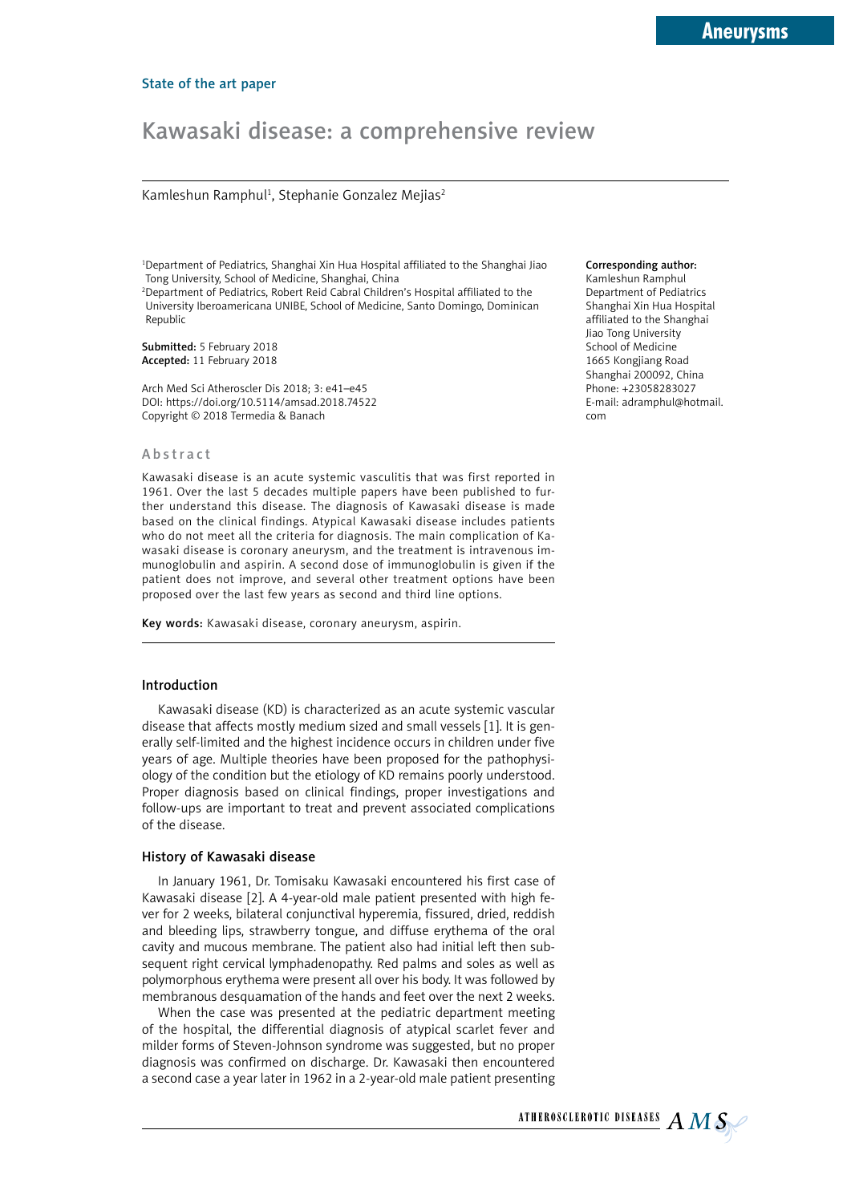State of the art paper

# Kawasaki disease: a comprehensive review

Kamleshun Ramphul[1], Stephanie Gonzalez Mejias[2]

[1]Department of Pediatrics, Shanghai Xin Hua Hospital affiliated to the Shanghai Jiao Tong University, School of Medicine, Shanghai, China
[2]Department of Pediatrics, Robert Reid Cabral Children's Hospital affiliated to the University Iberoamericana UNIBE, School of Medicine, Santo Domingo, Dominican Republic

**Submitted:** 5 February 2018
**Accepted:** 11 February 2018

Arch Med Sci Atheroscler Dis 2018; 3: e41–e45
DOI: https://doi.org/10.5114/amsad.2018.74522
Copyright © 2018 Termedia & Banach

**Corresponding author:**
Kamleshun Ramphul
Department of Pediatrics
Shanghai Xin Hua Hospital
affiliated to the Shanghai
Jiao Tong University
School of Medicine
1665 Kongjiang Road
Shanghai 200092, China
Phone: +23058283027
E-mail: adramphul@hotmail.com

## Abstract

Kawasaki disease is an acute systemic vasculitis that was first reported in 1961. Over the last 5 decades multiple papers have been published to further understand this disease. The diagnosis of Kawasaki disease is made based on the clinical findings. Atypical Kawasaki disease includes patients who do not meet all the criteria for diagnosis. The main complication of Kawasaki disease is coronary aneurysm, and the treatment is intravenous immunoglobulin and aspirin. A second dose of immunoglobulin is given if the patient does not improve, and several other treatment options have been proposed over the last few years as second and third line options.

**Key words:** Kawasaki disease, coronary aneurysm, aspirin.

## Introduction

Kawasaki disease (KD) is characterized as an acute systemic vascular disease that affects mostly medium sized and small vessels [1]. It is generally self-limited and the highest incidence occurs in children under five years of age. Multiple theories have been proposed for the pathophysiology of the condition but the etiology of KD remains poorly understood. Proper diagnosis based on clinical findings, proper investigations and follow-ups are important to treat and prevent associated complications of the disease.

## History of Kawasaki disease

In January 1961, Dr. Tomisaku Kawasaki encountered his first case of Kawasaki disease [2]. A 4-year-old male patient presented with high fever for 2 weeks, bilateral conjunctival hyperemia, fissured, dried, reddish and bleeding lips, strawberry tongue, and diffuse erythema of the oral cavity and mucous membrane. The patient also had initial left then subsequent right cervical lymphadenopathy. Red palms and soles as well as polymorphous erythema were present all over his body. It was followed by membranous desquamation of the hands and feet over the next 2 weeks.

When the case was presented at the pediatric department meeting of the hospital, the differential diagnosis of atypical scarlet fever and milder forms of Steven-Johnson syndrome was suggested, but no proper diagnosis was confirmed on discharge. Dr. Kawasaki then encountered a second case a year later in 1962 in a 2-year-old male patient presenting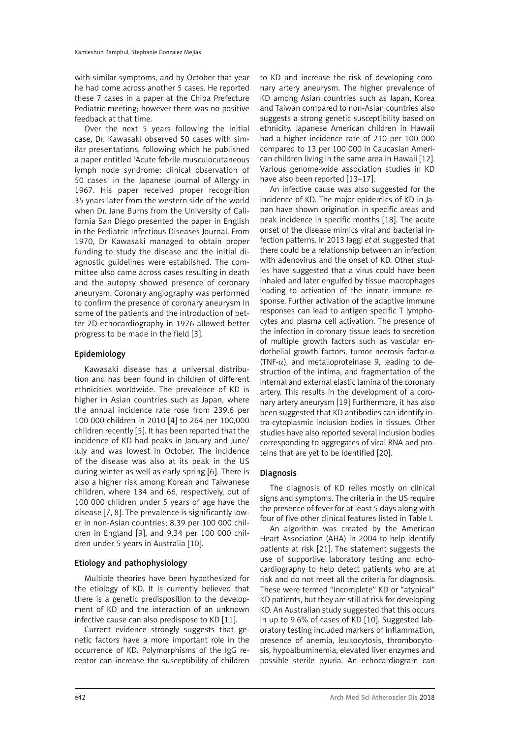with similar symptoms, and by October that year he had come across another 5 cases. He reported these 7 cases in a paper at the Chiba Prefecture Pediatric meeting; however there was no positive feedback at that time.

Over the next 5 years following the initial case, Dr. Kawasaki observed 50 cases with similar presentations, following which he published a paper entitled 'Acute febrile musculocutaneous lymph node syndrome: clinical observation of 50 cases' in the Japanese Journal of Allergy in 1967. His paper received proper recognition 35 years later from the western side of the world when Dr. Jane Burns from the University of California San Diego presented the paper in English in the Pediatric Infectious Diseases Journal. From 1970, Dr Kawasaki managed to obtain proper funding to study the disease and the initial diagnostic guidelines were established. The committee also came across cases resulting in death and the autopsy showed presence of coronary aneurysm. Coronary angiography was performed to confirm the presence of coronary aneurysm in some of the patients and the introduction of better 2D echocardiography in 1976 allowed better progress to be made in the field [3].

## Epidemiology

Kawasaki disease has a universal distribution and has been found in children of different ethnicities worldwide. The prevalence of KD is higher in Asian countries such as Japan, where the annual incidence rate rose from 239.6 per 100 000 children in 2010 [4] to 264 per 100,000 children recently [5]. It has been reported that the incidence of KD had peaks in January and June/July and was lowest in October. The incidence of the disease was also at its peak in the US during winter as well as early spring [6]. There is also a higher risk among Korean and Taiwanese children, where 134 and 66, respectively, out of 100 000 children under 5 years of age have the disease [7, 8]. The prevalence is significantly lower in non-Asian countries; 8.39 per 100 000 children in England [9], and 9.34 per 100 000 children under 5 years in Australia [10].

## Etiology and pathophysiology

Multiple theories have been hypothesized for the etiology of KD. It is currently believed that there is a genetic predisposition to the development of KD and the interaction of an unknown infective cause can also predispose to KD [11].

Current evidence strongly suggests that genetic factors have a more important role in the occurrence of KD. Polymorphisms of the IgG receptor can increase the susceptibility of children to KD and increase the risk of developing coronary artery aneurysm. The higher prevalence of KD among Asian countries such as Japan, Korea and Taiwan compared to non-Asian countries also suggests a strong genetic susceptibility based on ethnicity. Japanese American children in Hawaii had a higher incidence rate of 210 per 100 000 compared to 13 per 100 000 in Caucasian American children living in the same area in Hawaii [12]. Various genome-wide association studies in KD have also been reported [13–17].

An infective cause was also suggested for the incidence of KD. The major epidemics of KD in Japan have shown origination in specific areas and peak incidence in specific months [18]. The acute onset of the disease mimics viral and bacterial infection patterns. In 2013 Jaggi *et al.* suggested that there could be a relationship between an infection with adenovirus and the onset of KD. Other studies have suggested that a virus could have been inhaled and later engulfed by tissue macrophages leading to activation of the innate immune response. Further activation of the adaptive immune responses can lead to antigen specific T lymphocytes and plasma cell activation. The presence of the infection in coronary tissue leads to secretion of multiple growth factors such as vascular endothelial growth factors, tumor necrosis factor-$\alpha$ (TNF-$\alpha$), and metalloproteinase 9, leading to destruction of the intima, and fragmentation of the internal and external elastic lamina of the coronary artery. This results in the development of a coronary artery aneurysm [19] Furthermore, it has also been suggested that KD antibodies can identify intra-cytoplasmic inclusion bodies in tissues. Other studies have also reported several inclusion bodies corresponding to aggregates of viral RNA and proteins that are yet to be identified [20].

## Diagnosis

The diagnosis of KD relies mostly on clinical signs and symptoms. The criteria in the US require the presence of fever for at least 5 days along with four of five other clinical features listed in Table I.

An algorithm was created by the American Heart Association (AHA) in 2004 to help identify patients at risk [21]. The statement suggests the use of supportive laboratory testing and echocardiography to help detect patients who are at risk and do not meet all the criteria for diagnosis. These were termed "incomplete" KD or "atypical" KD patients, but they are still at risk for developing KD. An Australian study suggested that this occurs in up to 9.6% of cases of KD [10]. Suggested laboratory testing included markers of inflammation, presence of anemia, leukocytosis, thrombocytosis, hypoalbuminemia, elevated liver enzymes and possible sterile pyuria. An echocardiogram can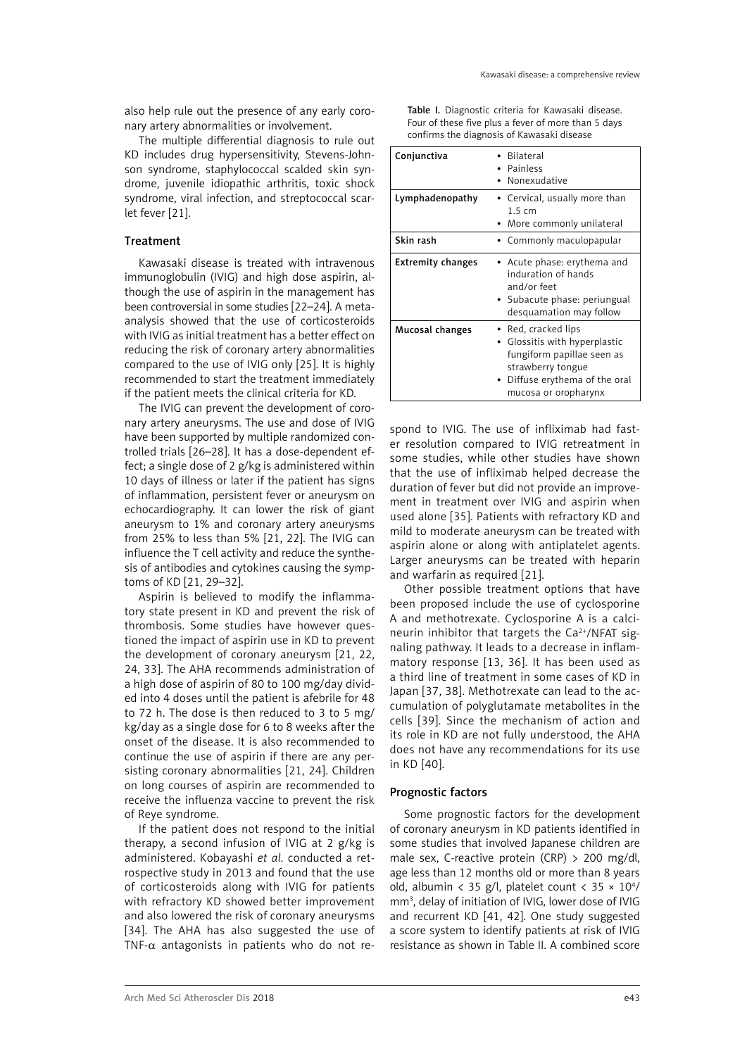also help rule out the presence of any early coronary artery abnormalities or involvement.

The multiple differential diagnosis to rule out KD includes drug hypersensitivity, Stevens-Johnson syndrome, staphylococcal scalded skin syndrome, juvenile idiopathic arthritis, toxic shock syndrome, viral infection, and streptococcal scarlet fever [21].

### Treatment

Kawasaki disease is treated with intravenous immunoglobulin (IVIG) and high dose aspirin, although the use of aspirin in the management has been controversial in some studies [22–24]. A meta-analysis showed that the use of corticosteroids with IVIG as initial treatment has a better effect on reducing the risk of coronary artery abnormalities compared to the use of IVIG only [25]. It is highly recommended to start the treatment immediately if the patient meets the clinical criteria for KD.

The IVIG can prevent the development of coronary artery aneurysms. The use and dose of IVIG have been supported by multiple randomized controlled trials [26–28]. It has a dose-dependent effect; a single dose of 2 g/kg is administered within 10 days of illness or later if the patient has signs of inflammation, persistent fever or aneurysm on echocardiography. It can lower the risk of giant aneurysm to 1% and coronary artery aneurysms from 25% to less than 5% [21, 22]. The IVIG can influence the T cell activity and reduce the synthesis of antibodies and cytokines causing the symptoms of KD [21, 29–32].

Aspirin is believed to modify the inflammatory state present in KD and prevent the risk of thrombosis. Some studies have however questioned the impact of aspirin use in KD to prevent the development of coronary aneurysm [21, 22, 24, 33]. The AHA recommends administration of a high dose of aspirin of 80 to 100 mg/day divided into 4 doses until the patient is afebrile for 48 to 72 h. The dose is then reduced to 3 to 5 mg/kg/day as a single dose for 6 to 8 weeks after the onset of the disease. It is also recommended to continue the use of aspirin if there are any persisting coronary abnormalities [21, 24]. Children on long courses of aspirin are recommended to receive the influenza vaccine to prevent the risk of Reye syndrome.

If the patient does not respond to the initial therapy, a second infusion of IVIG at 2 g/kg is administered. Kobayashi *et al.* conducted a retrospective study in 2013 and found that the use of corticosteroids along with IVIG for patients with refractory KD showed better improvement and also lowered the risk of coronary aneurysms [34]. The AHA has also suggested the use of TNF-$\alpha$ antagonists in patients who do not respond to IVIG. The use of infliximab had faster resolution compared to IVIG retreatment in some studies, while other studies have shown that the use of infliximab helped decrease the duration of fever but did not provide an improvement in treatment over IVIG and aspirin when used alone [35]. Patients with refractory KD and mild to moderate aneurysm can be treated with aspirin alone or along with antiplatelet agents. Larger aneurysms can be treated with heparin and warfarin as required [21].

**Table I.** Diagnostic criteria for Kawasaki disease. Four of these five plus a fever of more than 5 days confirms the diagnosis of Kawasaki disease

| | |
|---|---|
| **Conjunctiva** | • Bilateral<br>• Painless<br>• Nonexudative |
| **Lymphadenopathy** | • Cervical, usually more than 1.5 cm<br>• More commonly unilateral |
| **Skin rash** | • Commonly maculopapular |
| **Extremity changes** | • Acute phase: erythema and induration of hands and/or feet<br>• Subacute phase: periungual desquamation may follow |
| **Mucosal changes** | • Red, cracked lips<br>• Glossitis with hyperplastic fungiform papillae seen as strawberry tongue<br>• Diffuse erythema of the oral mucosa or oropharynx |

Other possible treatment options that have been proposed include the use of cyclosporine A and methotrexate. Cyclosporine A is a calcineurin inhibitor that targets the $Ca^{2+}$/NFAT signaling pathway. It leads to a decrease in inflammatory response [13, 36]. It has been used as a third line of treatment in some cases of KD in Japan [37, 38]. Methotrexate can lead to the accumulation of polyglutamate metabolites in the cells [39]. Since the mechanism of action and its role in KD are not fully understood, the AHA does not have any recommendations for its use in KD [40].

### Prognostic factors

Some prognostic factors for the development of coronary aneurysm in KD patients identified in some studies that involved Japanese children are male sex, C-reactive protein (CRP) > 200 mg/dl, age less than 12 months old or more than 8 years old, albumin < 35 g/l, platelet count < 35 × $10^4$/$mm^3$, delay of initiation of IVIG, lower dose of IVIG and recurrent KD [41, 42]. One study suggested a score system to identify patients at risk of IVIG resistance as shown in Table II. A combined score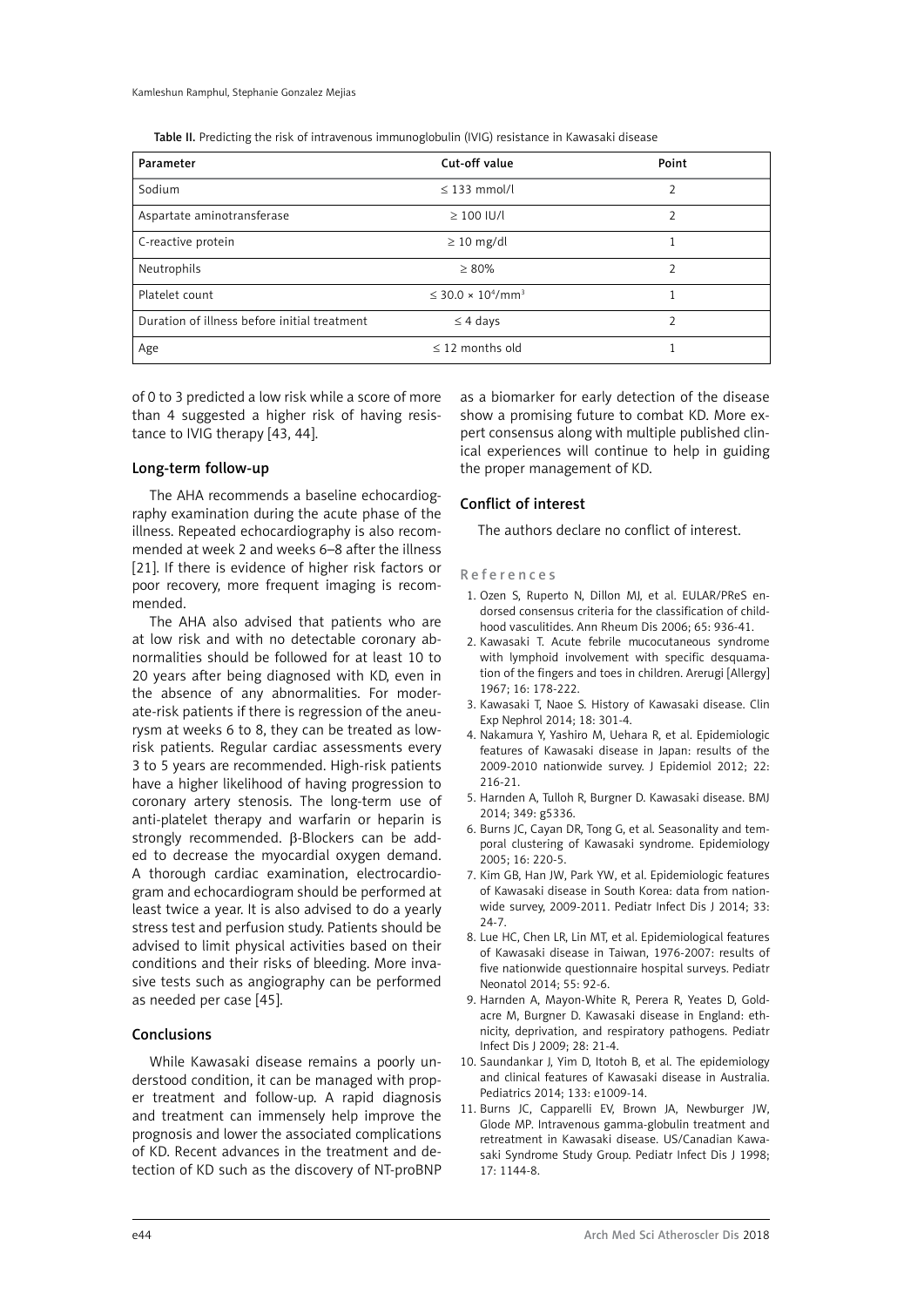Table II. Predicting the risk of intravenous immunoglobulin (IVIG) resistance in Kawasaki disease

| Parameter | Cut-off value | Point |
|---|---|---|
| Sodium | ≤ 133 mmol/l | 2 |
| Aspartate aminotransferase | ≥ 100 IU/l | 2 |
| C-reactive protein | ≥ 10 mg/dl | 1 |
| Neutrophils | ≥ 80% | 2 |
| Platelet count | ≤ $30.0 \times 10^4/\text{mm}^3$ | 1 |
| Duration of illness before initial treatment | ≤ 4 days | 2 |
| Age | ≤ 12 months old | 1 |

of 0 to 3 predicted a low risk while a score of more than 4 suggested a higher risk of having resistance to IVIG therapy [43, 44].

## Long-term follow-up

The AHA recommends a baseline echocardiography examination during the acute phase of the illness. Repeated echocardiography is also recommended at week 2 and weeks 6–8 after the illness [21]. If there is evidence of higher risk factors or poor recovery, more frequent imaging is recommended.

The AHA also advised that patients who are at low risk and with no detectable coronary abnormalities should be followed for at least 10 to 20 years after being diagnosed with KD, even in the absence of any abnormalities. For moderate-risk patients if there is regression of the aneurysm at weeks 6 to 8, they can be treated as low-risk patients. Regular cardiac assessments every 3 to 5 years are recommended. High-risk patients have a higher likelihood of having progression to coronary artery stenosis. The long-term use of anti-platelet therapy and warfarin or heparin is strongly recommended. β-Blockers can be added to decrease the myocardial oxygen demand. A thorough cardiac examination, electrocardiogram and echocardiogram should be performed at least twice a year. It is also advised to do a yearly stress test and perfusion study. Patients should be advised to limit physical activities based on their conditions and their risks of bleeding. More invasive tests such as angiography can be performed as needed per case [45].

## Conclusions

While Kawasaki disease remains a poorly understood condition, it can be managed with proper treatment and follow-up. A rapid diagnosis and treatment can immensely help improve the prognosis and lower the associated complications of KD. Recent advances in the treatment and detection of KD such as the discovery of NT-proBNP as a biomarker for early detection of the disease show a promising future to combat KD. More expert consensus along with multiple published clinical experiences will continue to help in guiding the proper management of KD.

## Conflict of interest

The authors declare no conflict of interest.

## References

1. Ozen S, Ruperto N, Dillon MJ, et al. EULAR/PReS endorsed consensus criteria for the classification of childhood vasculitides. Ann Rheum Dis 2006; 65: 936-41.
2. Kawasaki T. Acute febrile mucocutaneous syndrome with lymphoid involvement with specific desquamation of the fingers and toes in children. Arerugi [Allergy] 1967; 16: 178-222.
3. Kawasaki T, Naoe S. History of Kawasaki disease. Clin Exp Nephrol 2014; 18: 301-4.
4. Nakamura Y, Yashiro M, Uehara R, et al. Epidemiologic features of Kawasaki disease in Japan: results of the 2009-2010 nationwide survey. J Epidemiol 2012; 22: 216-21.
5. Harnden A, Tulloh R, Burgner D. Kawasaki disease. BMJ 2014; 349: g5336.
6. Burns JC, Cayan DR, Tong G, et al. Seasonality and temporal clustering of Kawasaki syndrome. Epidemiology 2005; 16: 220-5.
7. Kim GB, Han JW, Park YW, et al. Epidemiologic features of Kawasaki disease in South Korea: data from nationwide survey, 2009-2011. Pediatr Infect Dis J 2014; 33: 24-7.
8. Lue HC, Chen LR, Lin MT, et al. Epidemiological features of Kawasaki disease in Taiwan, 1976-2007: results of five nationwide questionnaire hospital surveys. Pediatr Neonatol 2014; 55: 92-6.
9. Harnden A, Mayon-White R, Perera R, Yeates D, Goldacre M, Burgner D. Kawasaki disease in England: ethnicity, deprivation, and respiratory pathogens. Pediatr Infect Dis J 2009; 28: 21-4.
10. Saundankar J, Yim D, Itotoh B, et al. The epidemiology and clinical features of Kawasaki disease in Australia. Pediatrics 2014; 133: e1009-14.
11. Burns JC, Capparelli EV, Brown JA, Newburger JW, Glode MP. Intravenous gamma-globulin treatment and retreatment in Kawasaki disease. US/Canadian Kawasaki Syndrome Study Group. Pediatr Infect Dis J 1998; 17: 1144-8.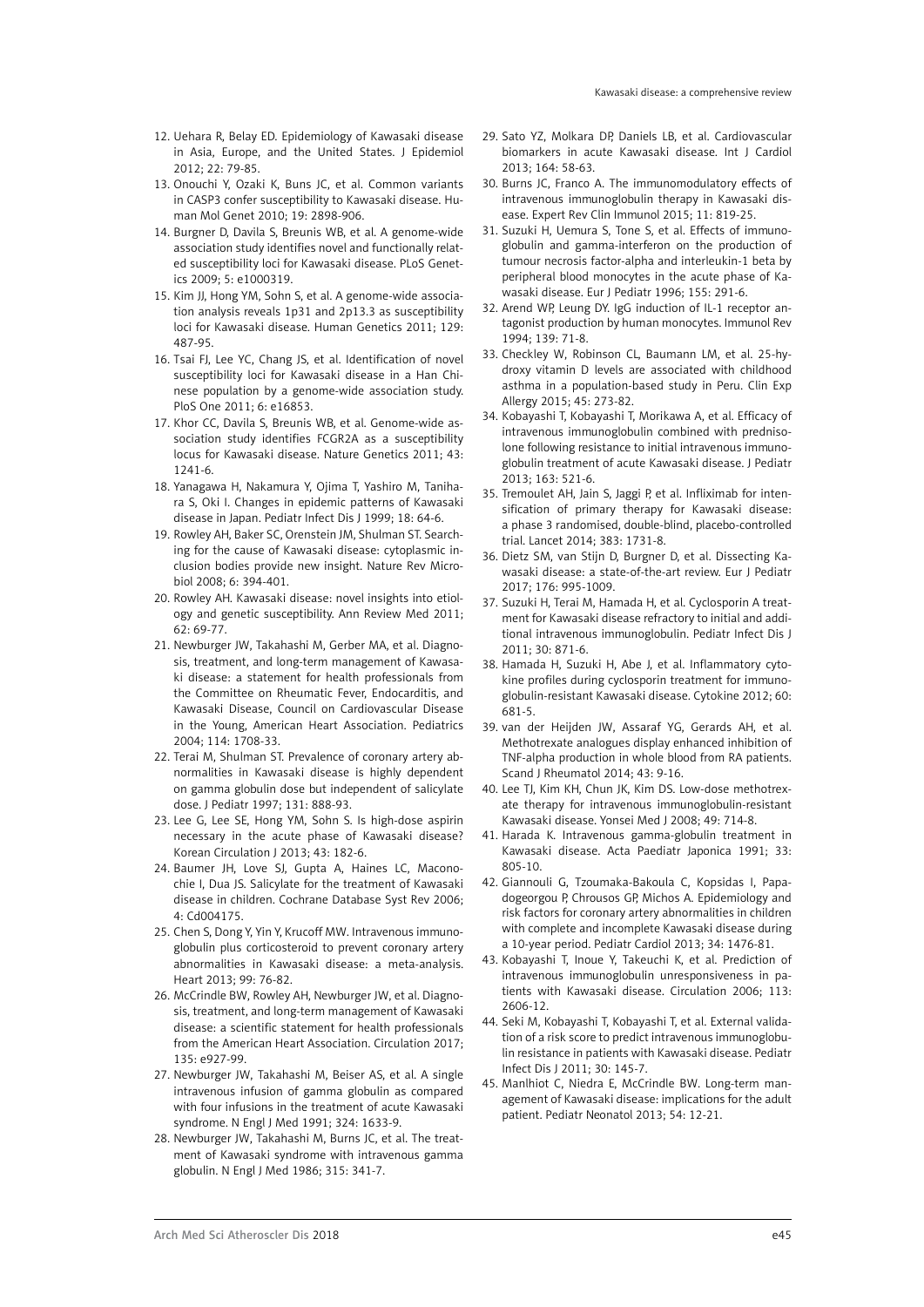12. Uehara R, Belay ED. Epidemiology of Kawasaki disease in Asia, Europe, and the United States. J Epidemiol 2012; 22: 79-85.
13. Onouchi Y, Ozaki K, Buns JC, et al. Common variants in CASP3 confer susceptibility to Kawasaki disease. Human Mol Genet 2010; 19: 2898-906.
14. Burgner D, Davila S, Breunis WB, et al. A genome-wide association study identifies novel and functionally related susceptibility loci for Kawasaki disease. PLoS Genetics 2009; 5: e1000319.
15. Kim JJ, Hong YM, Sohn S, et al. A genome-wide association analysis reveals 1p31 and 2p13.3 as susceptibility loci for Kawasaki disease. Human Genetics 2011; 129: 487-95.
16. Tsai FJ, Lee YC, Chang JS, et al. Identification of novel susceptibility loci for Kawasaki disease in a Han Chinese population by a genome-wide association study. PloS One 2011; 6: e16853.
17. Khor CC, Davila S, Breunis WB, et al. Genome-wide association study identifies FCGR2A as a susceptibility locus for Kawasaki disease. Nature Genetics 2011; 43: 1241-6.
18. Yanagawa H, Nakamura Y, Ojima T, Yashiro M, Tanihara S, Oki I. Changes in epidemic patterns of Kawasaki disease in Japan. Pediatr Infect Dis J 1999; 18: 64-6.
19. Rowley AH, Baker SC, Orenstein JM, Shulman ST. Searching for the cause of Kawasaki disease: cytoplasmic inclusion bodies provide new insight. Nature Rev Microbiol 2008; 6: 394-401.
20. Rowley AH. Kawasaki disease: novel insights into etiology and genetic susceptibility. Ann Review Med 2011; 62: 69-77.
21. Newburger JW, Takahashi M, Gerber MA, et al. Diagnosis, treatment, and long-term management of Kawasaki disease: a statement for health professionals from the Committee on Rheumatic Fever, Endocarditis, and Kawasaki Disease, Council on Cardiovascular Disease in the Young, American Heart Association. Pediatrics 2004; 114: 1708-33.
22. Terai M, Shulman ST. Prevalence of coronary artery abnormalities in Kawasaki disease is highly dependent on gamma globulin dose but independent of salicylate dose. J Pediatr 1997; 131: 888-93.
23. Lee G, Lee SE, Hong YM, Sohn S. Is high-dose aspirin necessary in the acute phase of Kawasaki disease? Korean Circulation J 2013; 43: 182-6.
24. Baumer JH, Love SJ, Gupta A, Haines LC, Maconochie I, Dua JS. Salicylate for the treatment of Kawasaki disease in children. Cochrane Database Syst Rev 2006; 4: Cd004175.
25. Chen S, Dong Y, Yin Y, Krucoff MW. Intravenous immunoglobulin plus corticosteroid to prevent coronary artery abnormalities in Kawasaki disease: a meta-analysis. Heart 2013; 99: 76-82.
26. McCrindle BW, Rowley AH, Newburger JW, et al. Diagnosis, treatment, and long-term management of Kawasaki disease: a scientific statement for health professionals from the American Heart Association. Circulation 2017; 135: e927-99.
27. Newburger JW, Takahashi M, Beiser AS, et al. A single intravenous infusion of gamma globulin as compared with four infusions in the treatment of acute Kawasaki syndrome. N Engl J Med 1991; 324: 1633-9.
28. Newburger JW, Takahashi M, Burns JC, et al. The treatment of Kawasaki syndrome with intravenous gamma globulin. N Engl J Med 1986; 315: 341-7.
29. Sato YZ, Molkara DP, Daniels LB, et al. Cardiovascular biomarkers in acute Kawasaki disease. Int J Cardiol 2013; 164: 58-63.
30. Burns JC, Franco A. The immunomodulatory effects of intravenous immunoglobulin therapy in Kawasaki disease. Expert Rev Clin Immunol 2015; 11: 819-25.
31. Suzuki H, Uemura S, Tone S, et al. Effects of immunoglobulin and gamma-interferon on the production of tumour necrosis factor-alpha and interleukin-1 beta by peripheral blood monocytes in the acute phase of Kawasaki disease. Eur J Pediatr 1996; 155: 291-6.
32. Arend WP, Leung DY. IgG induction of IL-1 receptor antagonist production by human monocytes. Immunol Rev 1994; 139: 71-8.
33. Checkley W, Robinson CL, Baumann LM, et al. 25-hydroxy vitamin D levels are associated with childhood asthma in a population-based study in Peru. Clin Exp Allergy 2015; 45: 273-82.
34. Kobayashi T, Kobayashi T, Morikawa A, et al. Efficacy of intravenous immunoglobulin combined with prednisolone following resistance to initial intravenous immunoglobulin treatment of acute Kawasaki disease. J Pediatr 2013; 163: 521-6.
35. Tremoulet AH, Jain S, Jaggi P, et al. Infliximab for intensification of primary therapy for Kawasaki disease: a phase 3 randomised, double-blind, placebo-controlled trial. Lancet 2014; 383: 1731-8.
36. Dietz SM, van Stijn D, Burgner D, et al. Dissecting Kawasaki disease: a state-of-the-art review. Eur J Pediatr 2017; 176: 995-1009.
37. Suzuki H, Terai M, Hamada H, et al. Cyclosporin A treatment for Kawasaki disease refractory to initial and additional intravenous immunoglobulin. Pediatr Infect Dis J 2011; 30: 871-6.
38. Hamada H, Suzuki H, Abe J, et al. Inflammatory cytokine profiles during cyclosporin treatment for immunoglobulin-resistant Kawasaki disease. Cytokine 2012; 60: 681-5.
39. van der Heijden JW, Assaraf YG, Gerards AH, et al. Methotrexate analogues display enhanced inhibition of TNF-alpha production in whole blood from RA patients. Scand J Rheumatol 2014; 43: 9-16.
40. Lee TJ, Kim KH, Chun JK, Kim DS. Low-dose methotrexate therapy for intravenous immunoglobulin-resistant Kawasaki disease. Yonsei Med J 2008; 49: 714-8.
41. Harada K. Intravenous gamma-globulin treatment in Kawasaki disease. Acta Paediatr Japonica 1991; 33: 805-10.
42. Giannouli G, Tzoumaka-Bakoula C, Kopsidas I, Papadogeorgou P, Chrousos GP, Michos A. Epidemiology and risk factors for coronary artery abnormalities in children with complete and incomplete Kawasaki disease during a 10-year period. Pediatr Cardiol 2013; 34: 1476-81.
43. Kobayashi T, Inoue Y, Takeuchi K, et al. Prediction of intravenous immunoglobulin unresponsiveness in patients with Kawasaki disease. Circulation 2006; 113: 2606-12.
44. Seki M, Kobayashi T, Kobayashi T, et al. External validation of a risk score to predict intravenous immunoglobulin resistance in patients with Kawasaki disease. Pediatr Infect Dis J 2011; 30: 145-7.
45. Manlhiot C, Niedra E, McCrindle BW. Long-term management of Kawasaki disease: implications for the adult patient. Pediatr Neonatol 2013; 54: 12-21.